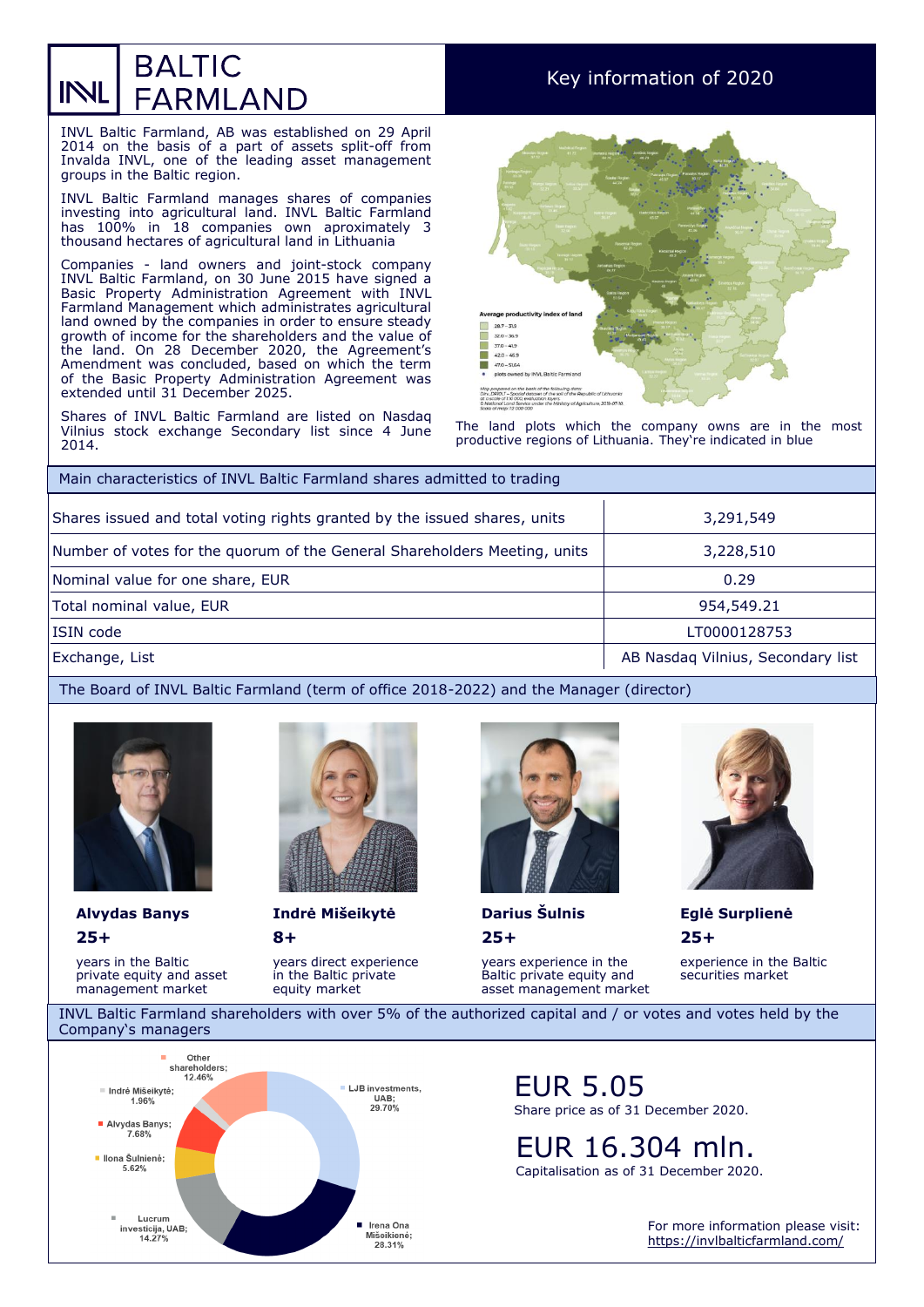# INVL BALTIC FARMLAND

## Key information of 2020

INVL Baltic Farmland, AB was established on 29 April 2014 on the basis of a part of assets split-off from Invalda INVL, one of the leading asset management groups in the Baltic region.

INVL Baltic Farmland manages shares of companies investing into agricultural land. INVL Baltic Farmland has 100% in 18 companies own aproximately 3 thousand hectares of agricultural land in Lithuania

Companies - land owners and joint-stock company INVL Baltic Farmland, on 30 June 2015 have signed a Basic Property Administration Agreement with INVL Farmland Management which administrates agricultural land owned by the companies in order to ensure steady growth of income for the shareholders and the value of the land. On 28 December 2020, the Agreement's Amendment was concluded, based on which the term of the Basic Property Administration Agreement was extended until 31 December 2025.

Shares of INVL Baltic Farmland are listed on Nasdaq Vilnius stock exchange Secondary list since 4 June 2014.

The land plots which the company owns are in the most productive regions of Lithuania. They're indicated in blue

## Main characteristics of INVL Baltic Farmland shares admitted to trading

| | |
|---|---|
| Shares issued and total voting rights granted by the issued shares, units | 3,291,549 |
| Number of votes for the quorum of the General Shareholders Meeting, units | 3,228,510 |
| Nominal value for one share, EUR | 0.29 |
| Total nominal value, EUR | 954,549.21 |
| ISIN code | LT0000128753 |
| Exchange, List | AB Nasdaq Vilnius, Secondary list |

## The Board of INVL Baltic Farmland (term of office 2018-2022) and the Manager (director)

**Alvydas Banys**
**25+**
years in the Baltic private equity and asset management market

**Indrė Mišeikytė**
**8+**
years direct experience in the Baltic private equity market

**Darius Šulnis**
**25+**
years experience in the Baltic private equity and asset management market

**Eglė Surplienė**
**25+**
experience in the Baltic securities market

## INVL Baltic Farmland shareholders with over 5% of the authorized capital and / or votes and votes held by the Company's managers

| Shareholder | Share |
|---|---|
| LJB investments, UAB | 29.70% |
| Irena Ona Mišeikienė | 28.31% |
| Lucrum investicija, UAB | 14.27% |
| Ilona Šulnienė | 5.62% |
| Alvydas Banys | 7.68% |
| Indrė Mišeikytė | 1.96% |
| Other shareholders | 12.46% |

**EUR 5.05**
Share price as of 31 December 2020.

**EUR 16.304 mln.**
Capitalisation as of 31 December 2020.

For more information please visit:
https://invlbalticfarmland.com/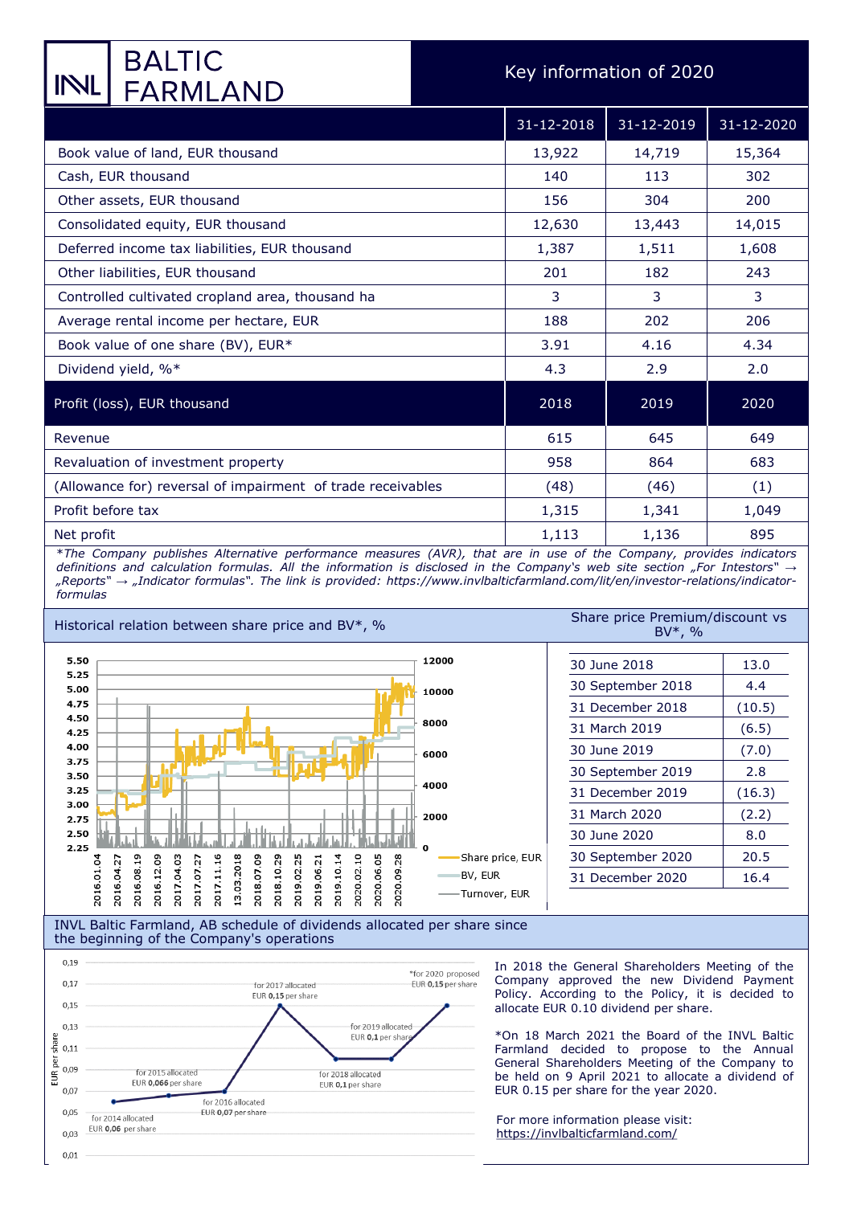# BALTIC FARMLAND

## Key information of 2020

| | 31-12-2018 | 31-12-2019 | 31-12-2020 |
|---|---|---|---|
| Book value of land, EUR thousand | 13,922 | 14,719 | 15,364 |
| Cash, EUR thousand | 140 | 113 | 302 |
| Other assets, EUR thousand | 156 | 304 | 200 |
| Consolidated equity, EUR thousand | 12,630 | 13,443 | 14,015 |
| Deferred income tax liabilities, EUR thousand | 1,387 | 1,511 | 1,608 |
| Other liabilities, EUR thousand | 201 | 182 | 243 |
| Controlled cultivated cropland area, thousand ha | 3 | 3 | 3 |
| Average rental income per hectare, EUR | 188 | 202 | 206 |
| Book value of one share (BV), EUR* | 3.91 | 4.16 | 4.34 |
| Dividend yield, %* | 4.3 | 2.9 | 2.0 |

| Profit (loss), EUR thousand | 2018 | 2019 | 2020 |
|---|---|---|---|
| Revenue | 615 | 645 | 649 |
| Revaluation of investment property | 958 | 864 | 683 |
| (Allowance for) reversal of impairment of trade receivables | (48) | (46) | (1) |
| Profit before tax | 1,315 | 1,341 | 1,049 |
| Net profit | 1,113 | 1,136 | 895 |

*\*The Company publishes Alternative performance measures (AVR), that are in use of the Company, provides indicators definitions and calculation formulas. All the information is disclosed in the Company's web site section „For Intestors" → „Reports" → „Indicator formulas". The link is provided: https://www.invlbalticfarmland.com/lit/en/investor-relations/indicator-formulas*

### Historical relation between share price and BV*, %

5.50
5.25
5.00
4.75
4.50
4.25
4.00
3.75
3.50
3.25
3.00
2.75
2.50
2.25

12000
10000
8000
6000
4000
2000
0

2016.01.04
2016.04.27
2016.08.19
2016.12.09
2017.04.03
2017.07.27
2017.11.16
13.03.2018
2018.07.09
2018.10.29
2019.02.25
2019.06.21
2019.10.14
2020.02.10
2020.06.05
2020.09.28

Share price, EUR
BV, EUR
Turnover, EUR

### Share price Premium/discount vs BV*, %

| | |
|---|---|
| 30 June 2018 | 13.0 |
| 30 September 2018 | 4.4 |
| 31 December 2018 | (10.5) |
| 31 March 2019 | (6.5) |
| 30 June 2019 | (7.0) |
| 30 September 2019 | 2.8 |
| 31 December 2019 | (16.3) |
| 31 March 2020 | (2.2) |
| 30 June 2020 | 8.0 |
| 30 September 2020 | 20.5 |
| 31 December 2020 | 16.4 |

### INVL Baltic Farmland, AB schedule of dividends allocated per share since the beginning of the Company's operations

EUR per share

0,19
0,17
0,15
0,13
0,11
0,09
0,07
0,05
0,03
0,01

for 2014 allocated EUR **0,06** per share
for 2015 allocated EUR **0,066** per share
for 2016 allocated EUR **0,07** per share
for 2017 allocated EUR **0,15** per share
for 2018 allocated EUR **0,1** per share
for 2019 allocated EUR **0,1** per share
*for 2020 proposed EUR **0,15** per share

In 2018 the General Shareholders Meeting of the Company approved the new Dividend Payment Policy. According to the Policy, it is decided to allocate EUR 0.10 dividend per share.

*On 18 March 2021 the Board of the INVL Baltic Farmland decided to propose to the Annual General Shareholders Meeting of the Company to be held on 9 April 2021 to allocate a dividend of EUR 0.15 per share for the year 2020.

For more information please visit:
https://invlbalticfarmland.com/